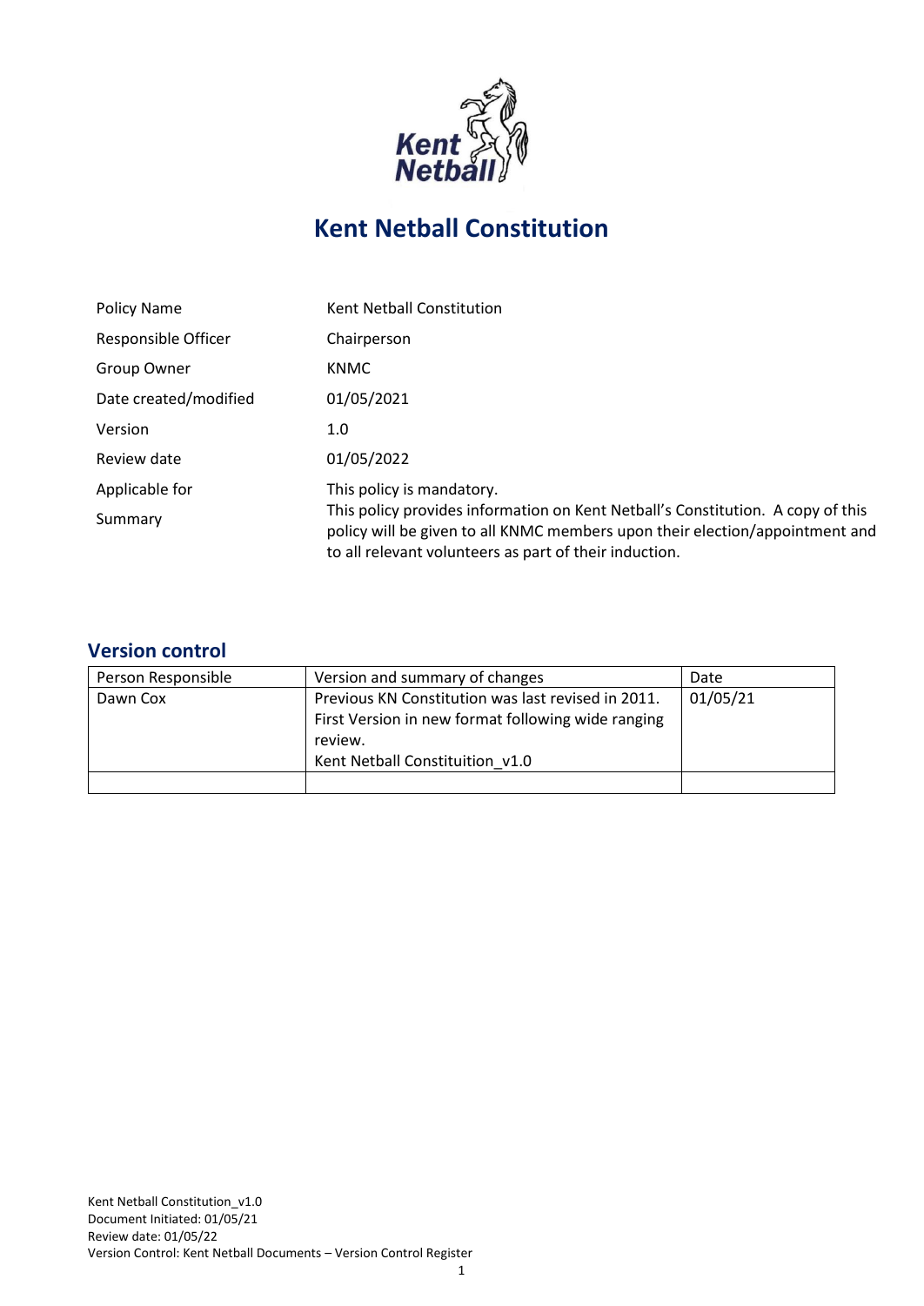# Kent Netball Constitution

| | |
|---|---|
| Policy Name | Kent Netball Constitution |
| Responsible Officer | Chairperson |
| Group Owner | KNMC |
| Date created/modified | 01/05/2021 |
| Version | 1.0 |
| Review date | 01/05/2022 |
| Applicable for | This policy is mandatory. |
| Summary | This policy provides information on Kent Netball's Constitution. A copy of this policy will be given to all KNMC members upon their election/appointment and to all relevant volunteers as part of their induction. |

## Version control

| Person Responsible | Version and summary of changes | Date |
|---|---|---|
| Dawn Cox | Previous KN Constitution was last revised in 2011. First Version in new format following wide ranging review. Kent Netball Constituition_v1.0 | 01/05/21 |
| | | |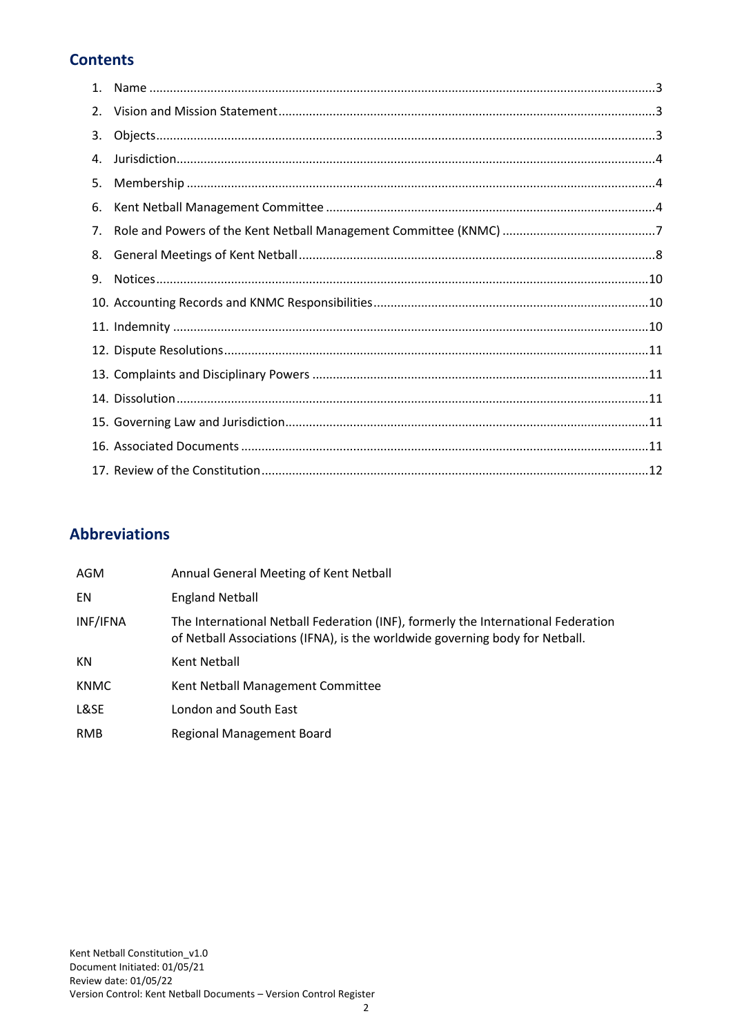## Contents

1. Name .....3
2. Vision and Mission Statement .....3
3. Objects .....3
4. Jurisdiction .....4
5. Membership .....4
6. Kent Netball Management Committee .....4
7. Role and Powers of the Kent Netball Management Committee (KNMC) .....7
8. General Meetings of Kent Netball .....8
9. Notices .....10
10. Accounting Records and KNMC Responsibilities .....10
11. Indemnity .....10
12. Dispute Resolutions .....11
13. Complaints and Disciplinary Powers .....11
14. Dissolution .....11
15. Governing Law and Jurisdiction .....11
16. Associated Documents .....11
17. Review of the Constitution .....12

## Abbreviations

| | |
|---|---|
| AGM | Annual General Meeting of Kent Netball |
| EN | England Netball |
| INF/IFNA | The International Netball Federation (INF), formerly the International Federation of Netball Associations (IFNA), is the worldwide governing body for Netball. |
| KN | Kent Netball |
| KNMC | Kent Netball Management Committee |
| L&SE | London and South East |
| RMB | Regional Management Board |

Kent Netball Constitution_v1.0
Document Initiated: 01/05/21
Review date: 01/05/22
Version Control: Kent Netball Documents – Version Control Register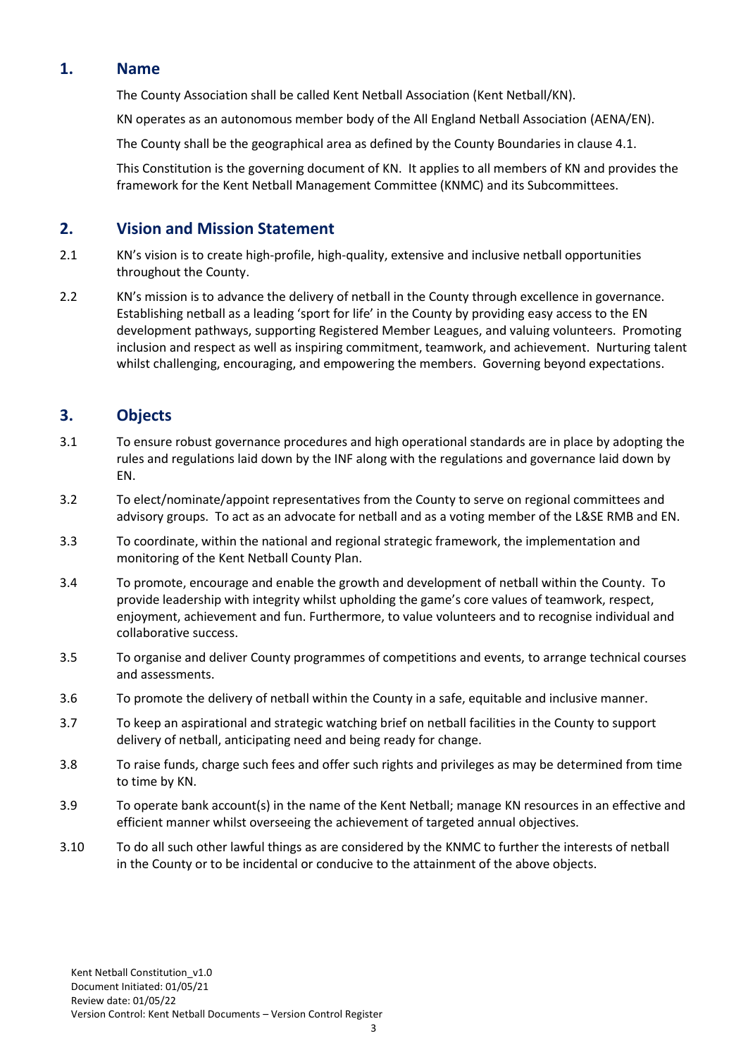## 1. Name

The County Association shall be called Kent Netball Association (Kent Netball/KN).

KN operates as an autonomous member body of the All England Netball Association (AENA/EN).

The County shall be the geographical area as defined by the County Boundaries in clause 4.1.

This Constitution is the governing document of KN. It applies to all members of KN and provides the framework for the Kent Netball Management Committee (KNMC) and its Subcommittees.

## 2. Vision and Mission Statement

2.1 KN's vision is to create high-profile, high-quality, extensive and inclusive netball opportunities throughout the County.

2.2 KN's mission is to advance the delivery of netball in the County through excellence in governance. Establishing netball as a leading 'sport for life' in the County by providing easy access to the EN development pathways, supporting Registered Member Leagues, and valuing volunteers. Promoting inclusion and respect as well as inspiring commitment, teamwork, and achievement. Nurturing talent whilst challenging, encouraging, and empowering the members. Governing beyond expectations.

## 3. Objects

3.1 To ensure robust governance procedures and high operational standards are in place by adopting the rules and regulations laid down by the INF along with the regulations and governance laid down by EN.

3.2 To elect/nominate/appoint representatives from the County to serve on regional committees and advisory groups. To act as an advocate for netball and as a voting member of the L&SE RMB and EN.

3.3 To coordinate, within the national and regional strategic framework, the implementation and monitoring of the Kent Netball County Plan.

3.4 To promote, encourage and enable the growth and development of netball within the County. To provide leadership with integrity whilst upholding the game's core values of teamwork, respect, enjoyment, achievement and fun. Furthermore, to value volunteers and to recognise individual and collaborative success.

3.5 To organise and deliver County programmes of competitions and events, to arrange technical courses and assessments.

3.6 To promote the delivery of netball within the County in a safe, equitable and inclusive manner.

3.7 To keep an aspirational and strategic watching brief on netball facilities in the County to support delivery of netball, anticipating need and being ready for change.

3.8 To raise funds, charge such fees and offer such rights and privileges as may be determined from time to time by KN.

3.9 To operate bank account(s) in the name of the Kent Netball; manage KN resources in an effective and efficient manner whilst overseeing the achievement of targeted annual objectives.

3.10 To do all such other lawful things as are considered by the KNMC to further the interests of netball in the County or to be incidental or conducive to the attainment of the above objects.

Kent Netball Constitution_v1.0
Document Initiated: 01/05/21
Review date: 01/05/22
Version Control: Kent Netball Documents – Version Control Register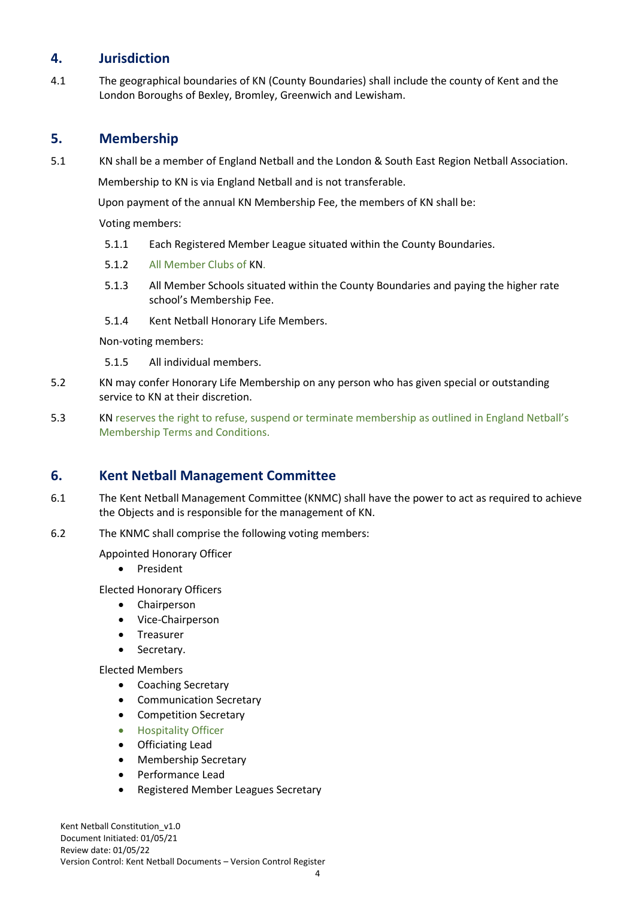## 4. Jurisdiction

4.1 The geographical boundaries of KN (County Boundaries) shall include the county of Kent and the London Boroughs of Bexley, Bromley, Greenwich and Lewisham.

## 5. Membership

5.1 KN shall be a member of England Netball and the London & South East Region Netball Association.

Membership to KN is via England Netball and is not transferable.

Upon payment of the annual KN Membership Fee, the members of KN shall be:

Voting members:

- 5.1.1 Each Registered Member League situated within the County Boundaries.
- 5.1.2 All Member Clubs of KN.
- 5.1.3 All Member Schools situated within the County Boundaries and paying the higher rate school's Membership Fee.
- 5.1.4 Kent Netball Honorary Life Members.

Non-voting members:

- 5.1.5 All individual members.

5.2 KN may confer Honorary Life Membership on any person who has given special or outstanding service to KN at their discretion.

5.3 KN reserves the right to refuse, suspend or terminate membership as outlined in England Netball's Membership Terms and Conditions.

## 6. Kent Netball Management Committee

6.1 The Kent Netball Management Committee (KNMC) shall have the power to act as required to achieve the Objects and is responsible for the management of KN.

6.2 The KNMC shall comprise the following voting members:

Appointed Honorary Officer

- President

Elected Honorary Officers

- Chairperson
- Vice-Chairperson
- Treasurer
- Secretary.

Elected Members

- Coaching Secretary
- Communication Secretary
- Competition Secretary
- Hospitality Officer
- Officiating Lead
- Membership Secretary
- Performance Lead
- Registered Member Leagues Secretary

Kent Netball Constitution_v1.0
Document Initiated: 01/05/21
Review date: 01/05/22
Version Control: Kent Netball Documents – Version Control Register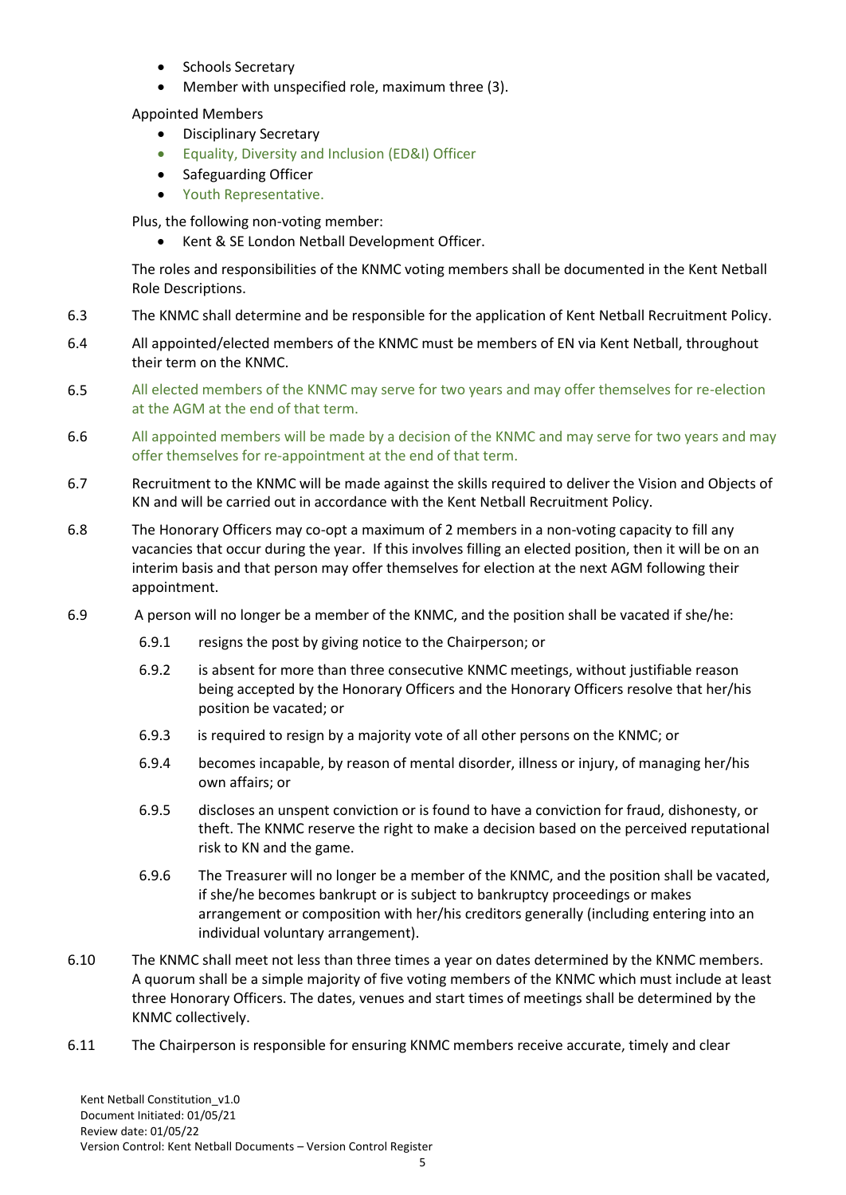- Schools Secretary
- Member with unspecified role, maximum three (3).

Appointed Members

- Disciplinary Secretary
- Equality, Diversity and Inclusion (ED&I) Officer
- Safeguarding Officer
- Youth Representative.

Plus, the following non-voting member:

- Kent & SE London Netball Development Officer.

The roles and responsibilities of the KNMC voting members shall be documented in the Kent Netball Role Descriptions.

6.3 The KNMC shall determine and be responsible for the application of Kent Netball Recruitment Policy.

6.4 All appointed/elected members of the KNMC must be members of EN via Kent Netball, throughout their term on the KNMC.

6.5 All elected members of the KNMC may serve for two years and may offer themselves for re-election at the AGM at the end of that term.

6.6 All appointed members will be made by a decision of the KNMC and may serve for two years and may offer themselves for re-appointment at the end of that term.

6.7 Recruitment to the KNMC will be made against the skills required to deliver the Vision and Objects of KN and will be carried out in accordance with the Kent Netball Recruitment Policy.

6.8 The Honorary Officers may co-opt a maximum of 2 members in a non-voting capacity to fill any vacancies that occur during the year. If this involves filling an elected position, then it will be on an interim basis and that person may offer themselves for election at the next AGM following their appointment.

6.9 A person will no longer be a member of the KNMC, and the position shall be vacated if she/he:

6.9.1 resigns the post by giving notice to the Chairperson; or

6.9.2 is absent for more than three consecutive KNMC meetings, without justifiable reason being accepted by the Honorary Officers and the Honorary Officers resolve that her/his position be vacated; or

6.9.3 is required to resign by a majority vote of all other persons on the KNMC; or

6.9.4 becomes incapable, by reason of mental disorder, illness or injury, of managing her/his own affairs; or

6.9.5 discloses an unspent conviction or is found to have a conviction for fraud, dishonesty, or theft. The KNMC reserve the right to make a decision based on the perceived reputational risk to KN and the game.

6.9.6 The Treasurer will no longer be a member of the KNMC, and the position shall be vacated, if she/he becomes bankrupt or is subject to bankruptcy proceedings or makes arrangement or composition with her/his creditors generally (including entering into an individual voluntary arrangement).

6.10 The KNMC shall meet not less than three times a year on dates determined by the KNMC members. A quorum shall be a simple majority of five voting members of the KNMC which must include at least three Honorary Officers. The dates, venues and start times of meetings shall be determined by the KNMC collectively.

6.11 The Chairperson is responsible for ensuring KNMC members receive accurate, timely and clear

Kent Netball Constitution_v1.0
Document Initiated: 01/05/21
Review date: 01/05/22
Version Control: Kent Netball Documents – Version Control Register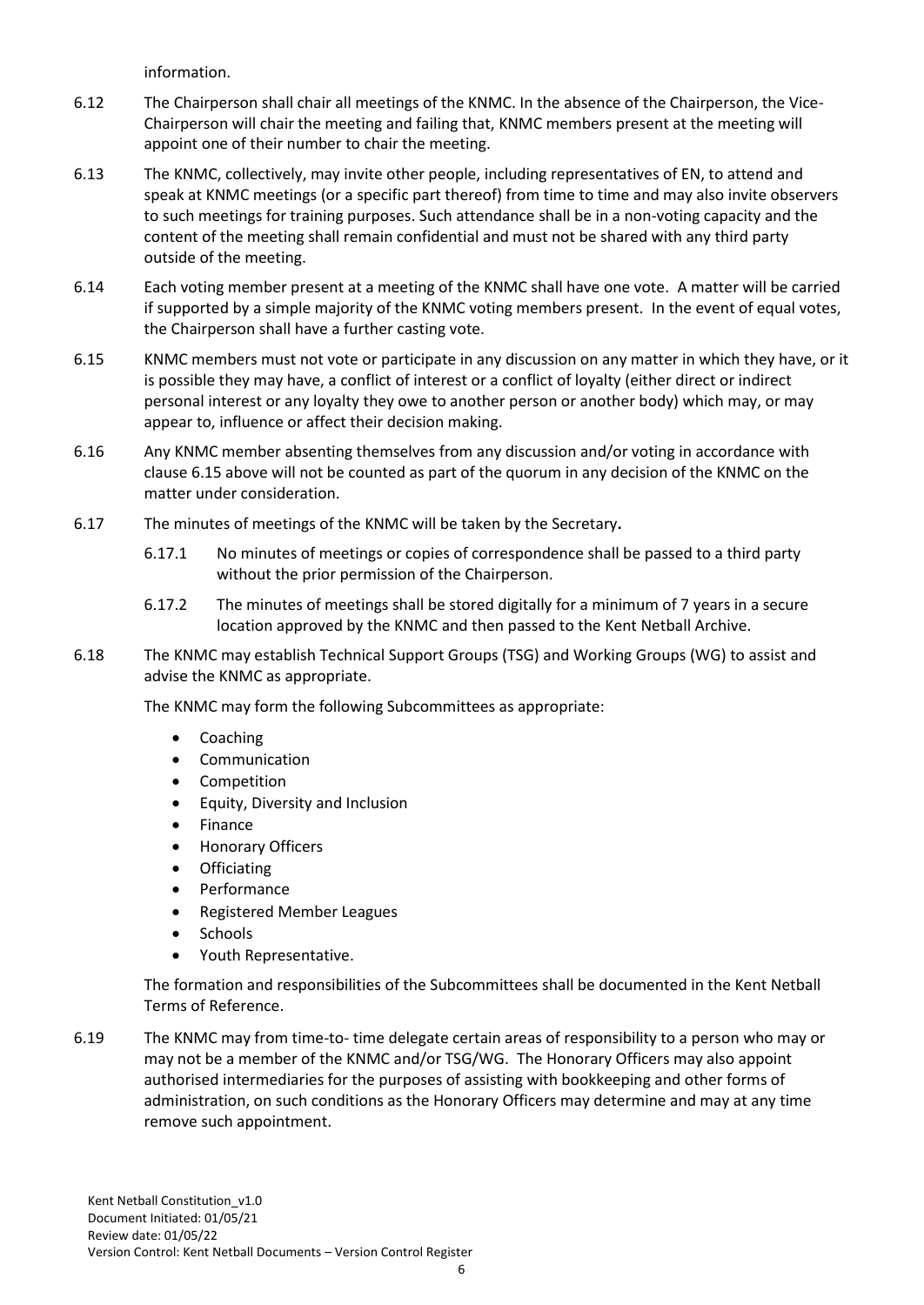information.

6.12 The Chairperson shall chair all meetings of the KNMC. In the absence of the Chairperson, the Vice-Chairperson will chair the meeting and failing that, KNMC members present at the meeting will appoint one of their number to chair the meeting.

6.13 The KNMC, collectively, may invite other people, including representatives of EN, to attend and speak at KNMC meetings (or a specific part thereof) from time to time and may also invite observers to such meetings for training purposes. Such attendance shall be in a non-voting capacity and the content of the meeting shall remain confidential and must not be shared with any third party outside of the meeting.

6.14 Each voting member present at a meeting of the KNMC shall have one vote. A matter will be carried if supported by a simple majority of the KNMC voting members present. In the event of equal votes, the Chairperson shall have a further casting vote.

6.15 KNMC members must not vote or participate in any discussion on any matter in which they have, or it is possible they may have, a conflict of interest or a conflict of loyalty (either direct or indirect personal interest or any loyalty they owe to another person or another body) which may, or may appear to, influence or affect their decision making.

6.16 Any KNMC member absenting themselves from any discussion and/or voting in accordance with clause 6.15 above will not be counted as part of the quorum in any decision of the KNMC on the matter under consideration.

6.17 The minutes of meetings of the KNMC will be taken by the Secretary**.**

6.17.1 No minutes of meetings or copies of correspondence shall be passed to a third party without the prior permission of the Chairperson.

6.17.2 The minutes of meetings shall be stored digitally for a minimum of 7 years in a secure location approved by the KNMC and then passed to the Kent Netball Archive.

6.18 The KNMC may establish Technical Support Groups (TSG) and Working Groups (WG) to assist and advise the KNMC as appropriate.

The KNMC may form the following Subcommittees as appropriate:

- Coaching
- Communication
- Competition
- Equity, Diversity and Inclusion
- Finance
- Honorary Officers
- Officiating
- Performance
- Registered Member Leagues
- Schools
- Youth Representative.

The formation and responsibilities of the Subcommittees shall be documented in the Kent Netball Terms of Reference.

6.19 The KNMC may from time-to- time delegate certain areas of responsibility to a person who may or may not be a member of the KNMC and/or TSG/WG. The Honorary Officers may also appoint authorised intermediaries for the purposes of assisting with bookkeeping and other forms of administration, on such conditions as the Honorary Officers may determine and may at any time remove such appointment.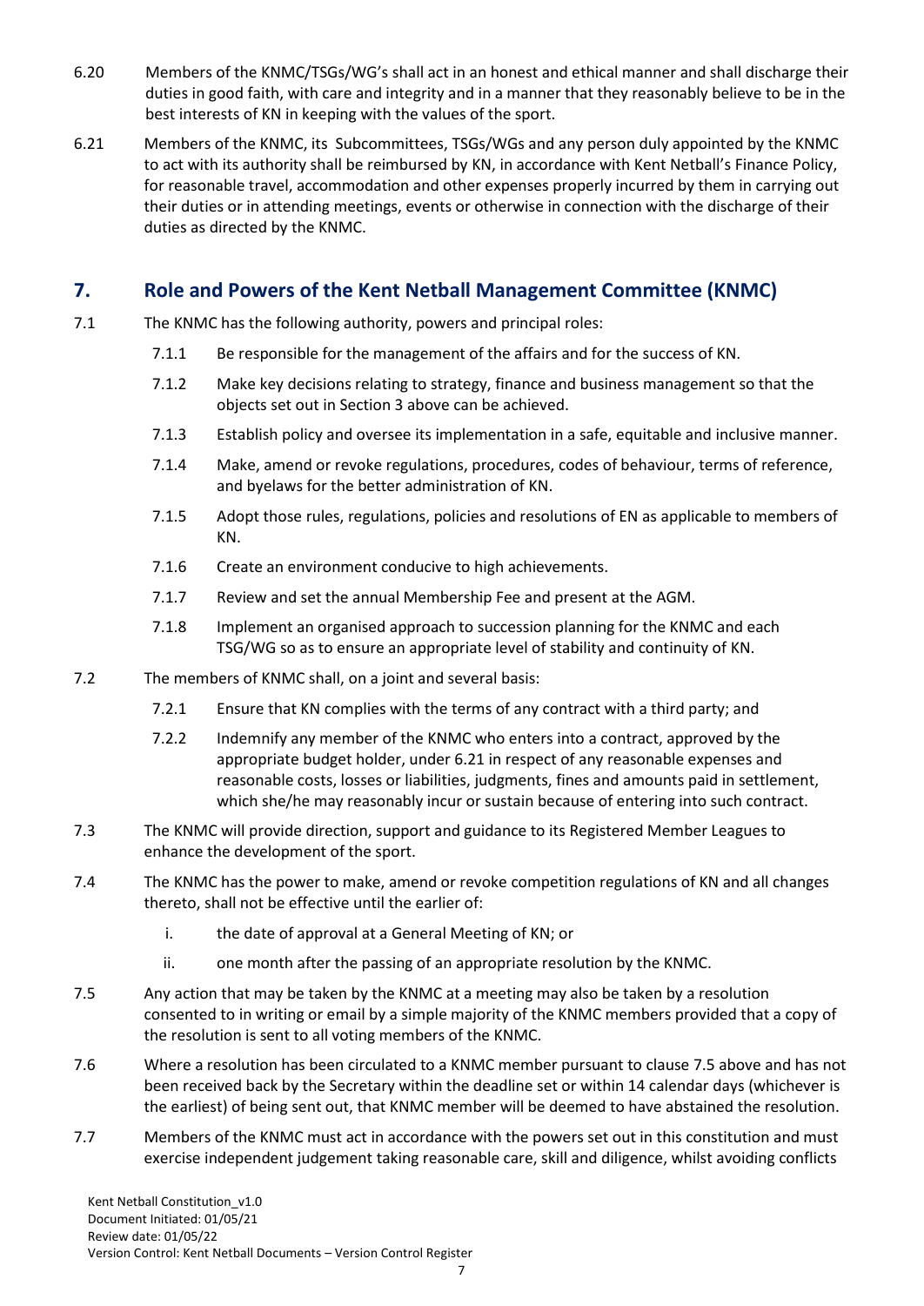6.20 Members of the KNMC/TSGs/WG's shall act in an honest and ethical manner and shall discharge their duties in good faith, with care and integrity and in a manner that they reasonably believe to be in the best interests of KN in keeping with the values of the sport.

6.21 Members of the KNMC, its Subcommittees, TSGs/WGs and any person duly appointed by the KNMC to act with its authority shall be reimbursed by KN, in accordance with Kent Netball's Finance Policy, for reasonable travel, accommodation and other expenses properly incurred by them in carrying out their duties or in attending meetings, events or otherwise in connection with the discharge of their duties as directed by the KNMC.

## 7. Role and Powers of the Kent Netball Management Committee (KNMC)

7.1 The KNMC has the following authority, powers and principal roles:

7.1.1 Be responsible for the management of the affairs and for the success of KN.

7.1.2 Make key decisions relating to strategy, finance and business management so that the objects set out in Section 3 above can be achieved.

7.1.3 Establish policy and oversee its implementation in a safe, equitable and inclusive manner.

7.1.4 Make, amend or revoke regulations, procedures, codes of behaviour, terms of reference, and byelaws for the better administration of KN.

7.1.5 Adopt those rules, regulations, policies and resolutions of EN as applicable to members of KN.

7.1.6 Create an environment conducive to high achievements.

7.1.7 Review and set the annual Membership Fee and present at the AGM.

7.1.8 Implement an organised approach to succession planning for the KNMC and each TSG/WG so as to ensure an appropriate level of stability and continuity of KN.

7.2 The members of KNMC shall, on a joint and several basis:

7.2.1 Ensure that KN complies with the terms of any contract with a third party; and

7.2.2 Indemnify any member of the KNMC who enters into a contract, approved by the appropriate budget holder, under 6.21 in respect of any reasonable expenses and reasonable costs, losses or liabilities, judgments, fines and amounts paid in settlement, which she/he may reasonably incur or sustain because of entering into such contract.

7.3 The KNMC will provide direction, support and guidance to its Registered Member Leagues to enhance the development of the sport.

7.4 The KNMC has the power to make, amend or revoke competition regulations of KN and all changes thereto, shall not be effective until the earlier of:

i. the date of approval at a General Meeting of KN; or

ii. one month after the passing of an appropriate resolution by the KNMC.

7.5 Any action that may be taken by the KNMC at a meeting may also be taken by a resolution consented to in writing or email by a simple majority of the KNMC members provided that a copy of the resolution is sent to all voting members of the KNMC.

7.6 Where a resolution has been circulated to a KNMC member pursuant to clause 7.5 above and has not been received back by the Secretary within the deadline set or within 14 calendar days (whichever is the earliest) of being sent out, that KNMC member will be deemed to have abstained the resolution.

7.7 Members of the KNMC must act in accordance with the powers set out in this constitution and must exercise independent judgement taking reasonable care, skill and diligence, whilst avoiding conflicts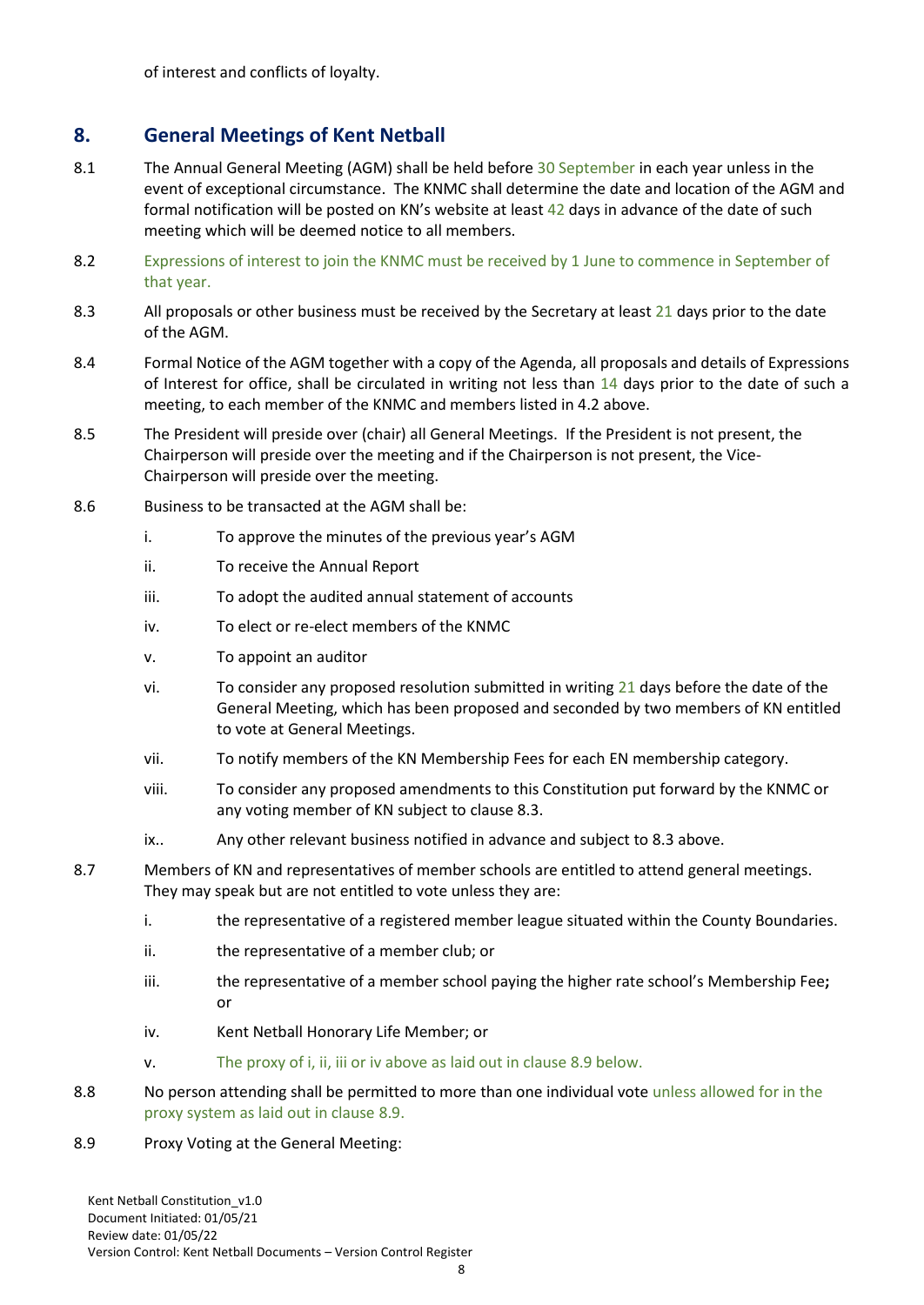of interest and conflicts of loyalty.

## 8. General Meetings of Kent Netball

8.1 The Annual General Meeting (AGM) shall be held before 30 September in each year unless in the event of exceptional circumstance. The KNMC shall determine the date and location of the AGM and formal notification will be posted on KN's website at least 42 days in advance of the date of such meeting which will be deemed notice to all members.

8.2 Expressions of interest to join the KNMC must be received by 1 June to commence in September of that year.

8.3 All proposals or other business must be received by the Secretary at least 21 days prior to the date of the AGM.

8.4 Formal Notice of the AGM together with a copy of the Agenda, all proposals and details of Expressions of Interest for office, shall be circulated in writing not less than 14 days prior to the date of such a meeting, to each member of the KNMC and members listed in 4.2 above.

8.5 The President will preside over (chair) all General Meetings. If the President is not present, the Chairperson will preside over the meeting and if the Chairperson is not present, the Vice-Chairperson will preside over the meeting.

8.6 Business to be transacted at the AGM shall be:

- i. To approve the minutes of the previous year's AGM
- ii. To receive the Annual Report
- iii. To adopt the audited annual statement of accounts
- iv. To elect or re-elect members of the KNMC
- v. To appoint an auditor
- vi. To consider any proposed resolution submitted in writing 21 days before the date of the General Meeting, which has been proposed and seconded by two members of KN entitled to vote at General Meetings.
- vii. To notify members of the KN Membership Fees for each EN membership category.
- viii. To consider any proposed amendments to this Constitution put forward by the KNMC or any voting member of KN subject to clause 8.3.
- ix.. Any other relevant business notified in advance and subject to 8.3 above.

8.7 Members of KN and representatives of member schools are entitled to attend general meetings. They may speak but are not entitled to vote unless they are:

- i. the representative of a registered member league situated within the County Boundaries.
- ii. the representative of a member club; or
- iii. the representative of a member school paying the higher rate school's Membership Fee**;** or
- iv. Kent Netball Honorary Life Member; or
- v. The proxy of i, ii, iii or iv above as laid out in clause 8.9 below.

8.8 No person attending shall be permitted to more than one individual vote unless allowed for in the proxy system as laid out in clause 8.9.

8.9 Proxy Voting at the General Meeting: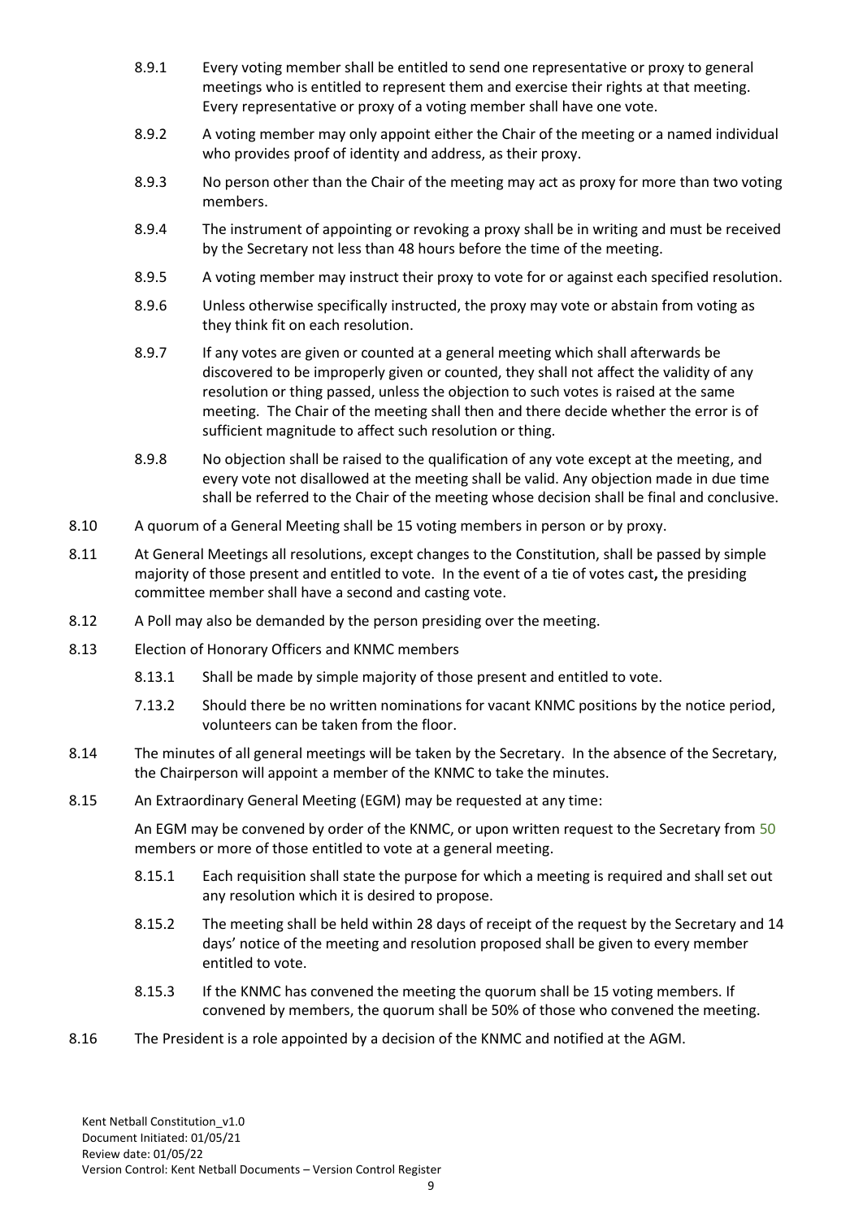8.9.1 Every voting member shall be entitled to send one representative or proxy to general meetings who is entitled to represent them and exercise their rights at that meeting. Every representative or proxy of a voting member shall have one vote.

8.9.2 A voting member may only appoint either the Chair of the meeting or a named individual who provides proof of identity and address, as their proxy.

8.9.3 No person other than the Chair of the meeting may act as proxy for more than two voting members.

8.9.4 The instrument of appointing or revoking a proxy shall be in writing and must be received by the Secretary not less than 48 hours before the time of the meeting.

8.9.5 A voting member may instruct their proxy to vote for or against each specified resolution.

8.9.6 Unless otherwise specifically instructed, the proxy may vote or abstain from voting as they think fit on each resolution.

8.9.7 If any votes are given or counted at a general meeting which shall afterwards be discovered to be improperly given or counted, they shall not affect the validity of any resolution or thing passed, unless the objection to such votes is raised at the same meeting. The Chair of the meeting shall then and there decide whether the error is of sufficient magnitude to affect such resolution or thing.

8.9.8 No objection shall be raised to the qualification of any vote except at the meeting, and every vote not disallowed at the meeting shall be valid. Any objection made in due time shall be referred to the Chair of the meeting whose decision shall be final and conclusive.

8.10 A quorum of a General Meeting shall be 15 voting members in person or by proxy.

8.11 At General Meetings all resolutions, except changes to the Constitution, shall be passed by simple majority of those present and entitled to vote. In the event of a tie of votes cast**,** the presiding committee member shall have a second and casting vote.

8.12 A Poll may also be demanded by the person presiding over the meeting.

8.13 Election of Honorary Officers and KNMC members

8.13.1 Shall be made by simple majority of those present and entitled to vote.

7.13.2 Should there be no written nominations for vacant KNMC positions by the notice period, volunteers can be taken from the floor.

8.14 The minutes of all general meetings will be taken by the Secretary. In the absence of the Secretary, the Chairperson will appoint a member of the KNMC to take the minutes.

8.15 An Extraordinary General Meeting (EGM) may be requested at any time:

An EGM may be convened by order of the KNMC, or upon written request to the Secretary from 50 members or more of those entitled to vote at a general meeting.

8.15.1 Each requisition shall state the purpose for which a meeting is required and shall set out any resolution which it is desired to propose.

8.15.2 The meeting shall be held within 28 days of receipt of the request by the Secretary and 14 days' notice of the meeting and resolution proposed shall be given to every member entitled to vote.

8.15.3 If the KNMC has convened the meeting the quorum shall be 15 voting members. If convened by members, the quorum shall be 50% of those who convened the meeting.

8.16 The President is a role appointed by a decision of the KNMC and notified at the AGM.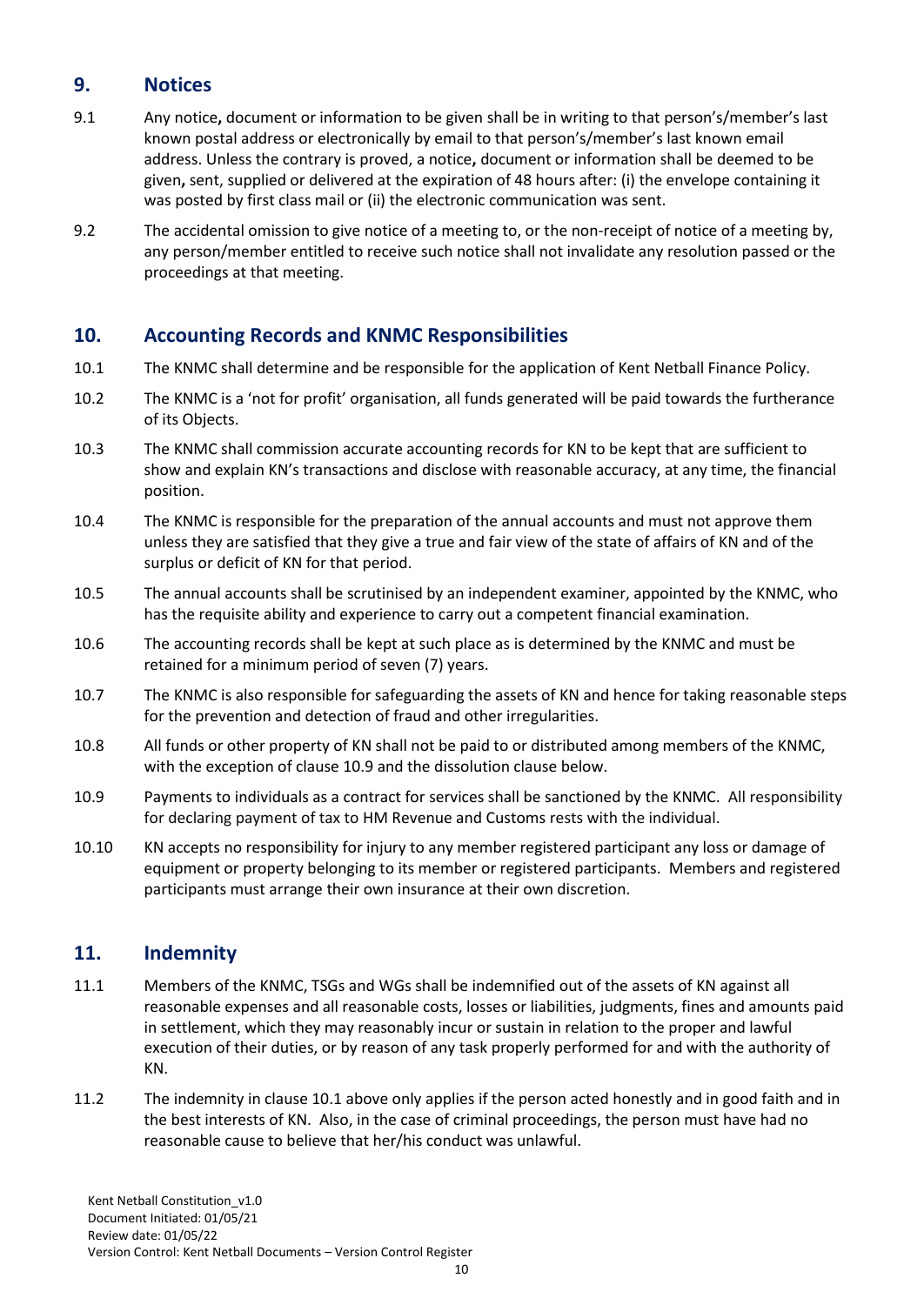## 9. Notices

9.1 Any notice**,** document or information to be given shall be in writing to that person's/member's last known postal address or electronically by email to that person's/member's last known email address. Unless the contrary is proved, a notice**,** document or information shall be deemed to be given**,** sent, supplied or delivered at the expiration of 48 hours after: (i) the envelope containing it was posted by first class mail or (ii) the electronic communication was sent.

9.2 The accidental omission to give notice of a meeting to, or the non-receipt of notice of a meeting by, any person/member entitled to receive such notice shall not invalidate any resolution passed or the proceedings at that meeting.

## 10. Accounting Records and KNMC Responsibilities

10.1 The KNMC shall determine and be responsible for the application of Kent Netball Finance Policy.

10.2 The KNMC is a 'not for profit' organisation, all funds generated will be paid towards the furtherance of its Objects.

10.3 The KNMC shall commission accurate accounting records for KN to be kept that are sufficient to show and explain KN's transactions and disclose with reasonable accuracy, at any time, the financial position.

10.4 The KNMC is responsible for the preparation of the annual accounts and must not approve them unless they are satisfied that they give a true and fair view of the state of affairs of KN and of the surplus or deficit of KN for that period.

10.5 The annual accounts shall be scrutinised by an independent examiner, appointed by the KNMC, who has the requisite ability and experience to carry out a competent financial examination.

10.6 The accounting records shall be kept at such place as is determined by the KNMC and must be retained for a minimum period of seven (7) years.

10.7 The KNMC is also responsible for safeguarding the assets of KN and hence for taking reasonable steps for the prevention and detection of fraud and other irregularities.

10.8 All funds or other property of KN shall not be paid to or distributed among members of the KNMC, with the exception of clause 10.9 and the dissolution clause below.

10.9 Payments to individuals as a contract for services shall be sanctioned by the KNMC. All responsibility for declaring payment of tax to HM Revenue and Customs rests with the individual.

10.10 KN accepts no responsibility for injury to any member registered participant any loss or damage of equipment or property belonging to its member or registered participants. Members and registered participants must arrange their own insurance at their own discretion.

## 11. Indemnity

11.1 Members of the KNMC, TSGs and WGs shall be indemnified out of the assets of KN against all reasonable expenses and all reasonable costs, losses or liabilities, judgments, fines and amounts paid in settlement, which they may reasonably incur or sustain in relation to the proper and lawful execution of their duties, or by reason of any task properly performed for and with the authority of KN.

11.2 The indemnity in clause 10.1 above only applies if the person acted honestly and in good faith and in the best interests of KN. Also, in the case of criminal proceedings, the person must have had no reasonable cause to believe that her/his conduct was unlawful.

Kent Netball Constitution_v1.0
Document Initiated: 01/05/21
Review date: 01/05/22
Version Control: Kent Netball Documents – Version Control Register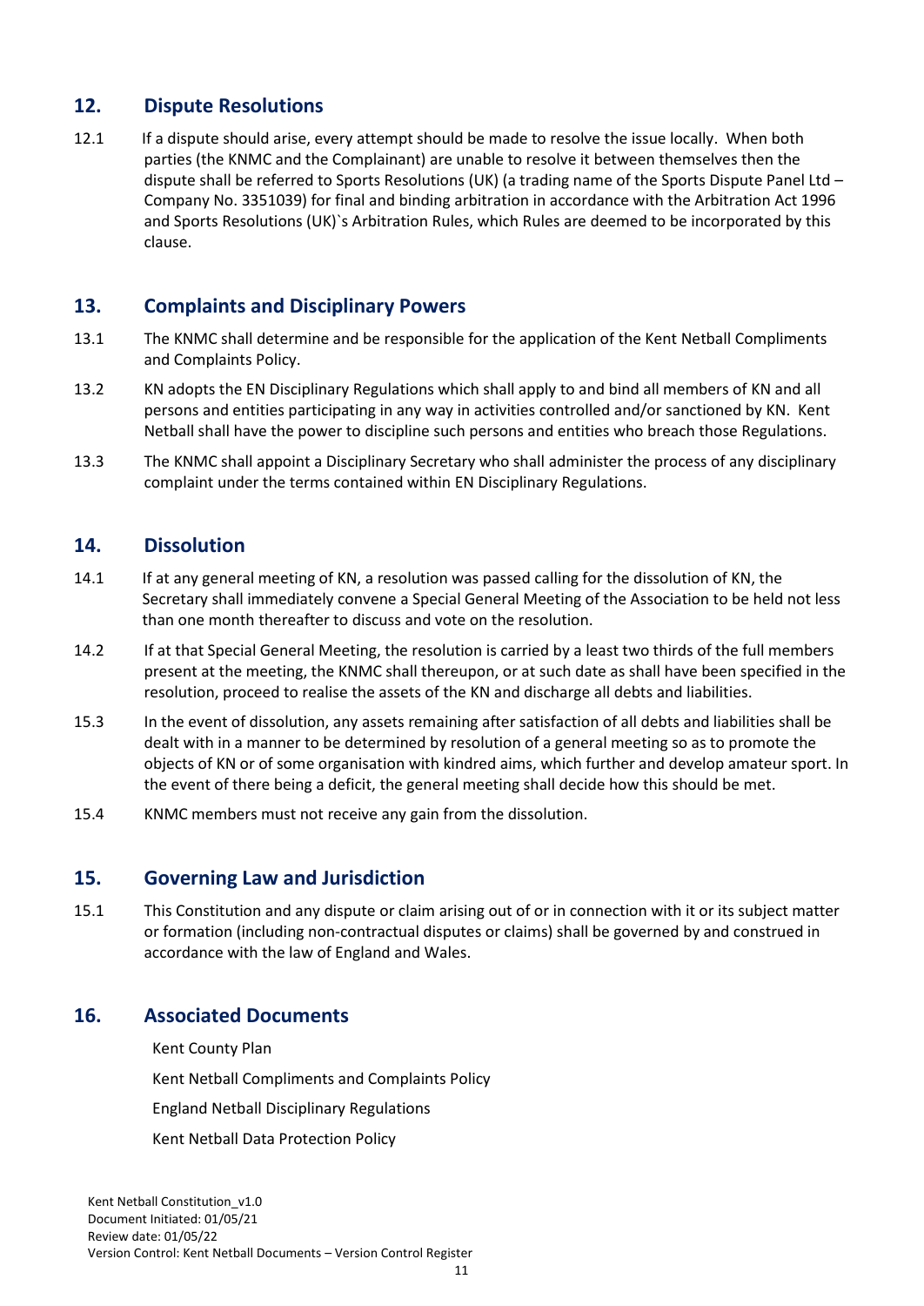## 12. Dispute Resolutions

12.1 If a dispute should arise, every attempt should be made to resolve the issue locally. When both parties (the KNMC and the Complainant) are unable to resolve it between themselves then the dispute shall be referred to Sports Resolutions (UK) (a trading name of the Sports Dispute Panel Ltd – Company No. 3351039) for final and binding arbitration in accordance with the Arbitration Act 1996 and Sports Resolutions (UK)`s Arbitration Rules, which Rules are deemed to be incorporated by this clause.

## 13. Complaints and Disciplinary Powers

13.1 The KNMC shall determine and be responsible for the application of the Kent Netball Compliments and Complaints Policy.

13.2 KN adopts the EN Disciplinary Regulations which shall apply to and bind all members of KN and all persons and entities participating in any way in activities controlled and/or sanctioned by KN. Kent Netball shall have the power to discipline such persons and entities who breach those Regulations.

13.3 The KNMC shall appoint a Disciplinary Secretary who shall administer the process of any disciplinary complaint under the terms contained within EN Disciplinary Regulations.

## 14. Dissolution

14.1 If at any general meeting of KN, a resolution was passed calling for the dissolution of KN, the Secretary shall immediately convene a Special General Meeting of the Association to be held not less than one month thereafter to discuss and vote on the resolution.

14.2 If at that Special General Meeting, the resolution is carried by a least two thirds of the full members present at the meeting, the KNMC shall thereupon, or at such date as shall have been specified in the resolution, proceed to realise the assets of the KN and discharge all debts and liabilities.

15.3 In the event of dissolution, any assets remaining after satisfaction of all debts and liabilities shall be dealt with in a manner to be determined by resolution of a general meeting so as to promote the objects of KN or of some organisation with kindred aims, which further and develop amateur sport. In the event of there being a deficit, the general meeting shall decide how this should be met.

15.4 KNMC members must not receive any gain from the dissolution.

## 15. Governing Law and Jurisdiction

15.1 This Constitution and any dispute or claim arising out of or in connection with it or its subject matter or formation (including non-contractual disputes or claims) shall be governed by and construed in accordance with the law of England and Wales.

## 16. Associated Documents

Kent County Plan

Kent Netball Compliments and Complaints Policy

England Netball Disciplinary Regulations

Kent Netball Data Protection Policy

Kent Netball Constitution_v1.0
Document Initiated: 01/05/21
Review date: 01/05/22
Version Control: Kent Netball Documents – Version Control Register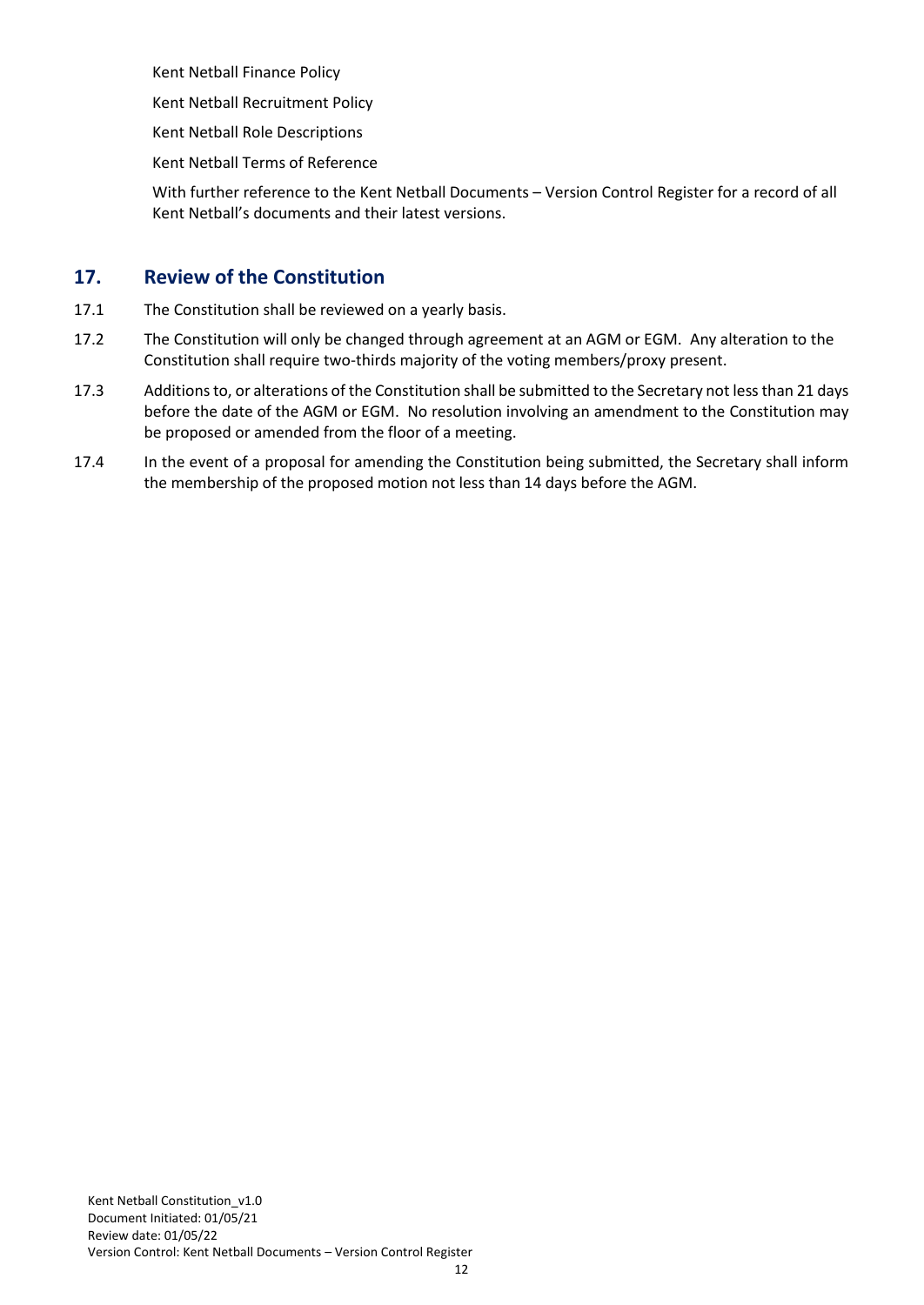Kent Netball Finance Policy

Kent Netball Recruitment Policy

Kent Netball Role Descriptions

Kent Netball Terms of Reference

With further reference to the Kent Netball Documents – Version Control Register for a record of all Kent Netball's documents and their latest versions.

## 17. Review of the Constitution

17.1 The Constitution shall be reviewed on a yearly basis.

17.2 The Constitution will only be changed through agreement at an AGM or EGM. Any alteration to the Constitution shall require two-thirds majority of the voting members/proxy present.

17.3 Additions to, or alterations of the Constitution shall be submitted to the Secretary not less than 21 days before the date of the AGM or EGM. No resolution involving an amendment to the Constitution may be proposed or amended from the floor of a meeting.

17.4 In the event of a proposal for amending the Constitution being submitted, the Secretary shall inform the membership of the proposed motion not less than 14 days before the AGM.